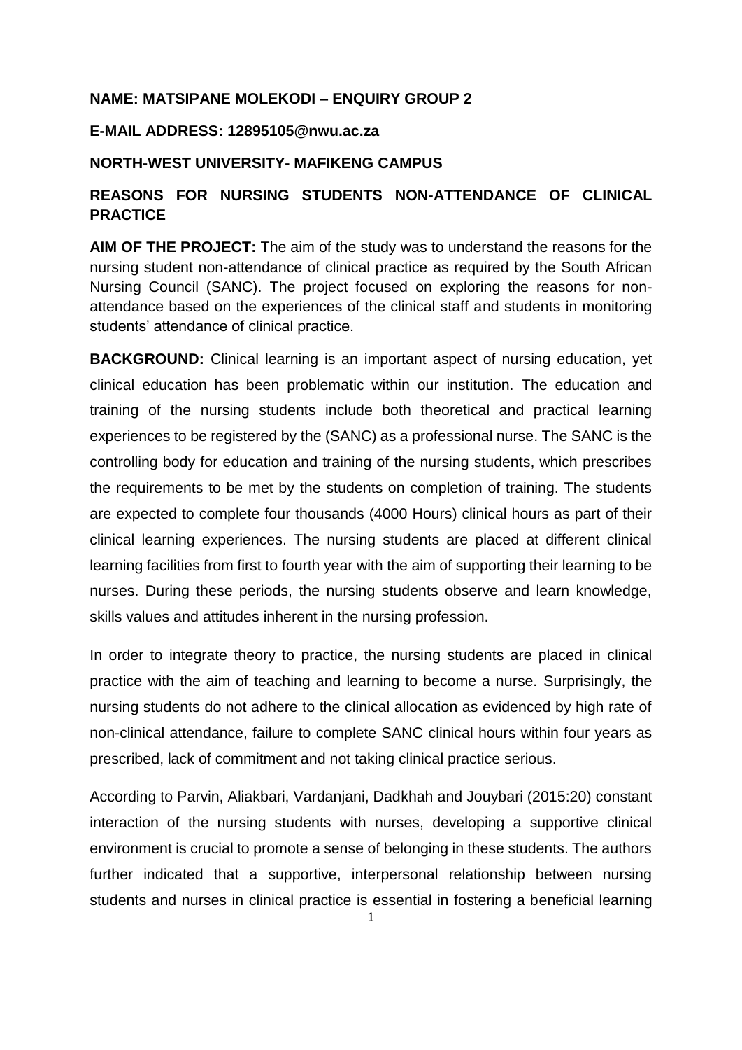**NAME: MATSIPANE MOLEKODI – ENQUIRY GROUP 2**

**E-MAIL ADDRESS: 12895105@nwu.ac.za**

**NORTH-WEST UNIVERSITY- MAFIKENG CAMPUS**

**REASONS FOR NURSING STUDENTS NON-ATTENDANCE OF CLINICAL PRACTICE**

**AIM OF THE PROJECT:** The aim of the study was to understand the reasons for the nursing student non-attendance of clinical practice as required by the South African Nursing Council (SANC). The project focused on exploring the reasons for non-attendance based on the experiences of the clinical staff and students in monitoring students' attendance of clinical practice.

**BACKGROUND:** Clinical learning is an important aspect of nursing education, yet clinical education has been problematic within our institution. The education and training of the nursing students include both theoretical and practical learning experiences to be registered by the (SANC) as a professional nurse. The SANC is the controlling body for education and training of the nursing students, which prescribes the requirements to be met by the students on completion of training. The students are expected to complete four thousands (4000 Hours) clinical hours as part of their clinical learning experiences. The nursing students are placed at different clinical learning facilities from first to fourth year with the aim of supporting their learning to be nurses. During these periods, the nursing students observe and learn knowledge, skills values and attitudes inherent in the nursing profession.

In order to integrate theory to practice, the nursing students are placed in clinical practice with the aim of teaching and learning to become a nurse. Surprisingly, the nursing students do not adhere to the clinical allocation as evidenced by high rate of non-clinical attendance, failure to complete SANC clinical hours within four years as prescribed, lack of commitment and not taking clinical practice serious.

According to Parvin, Aliakbari, Vardanjani, Dadkhah and Jouybari (2015:20) constant interaction of the nursing students with nurses, developing a supportive clinical environment is crucial to promote a sense of belonging in these students. The authors further indicated that a supportive, interpersonal relationship between nursing students and nurses in clinical practice is essential in fostering a beneficial learning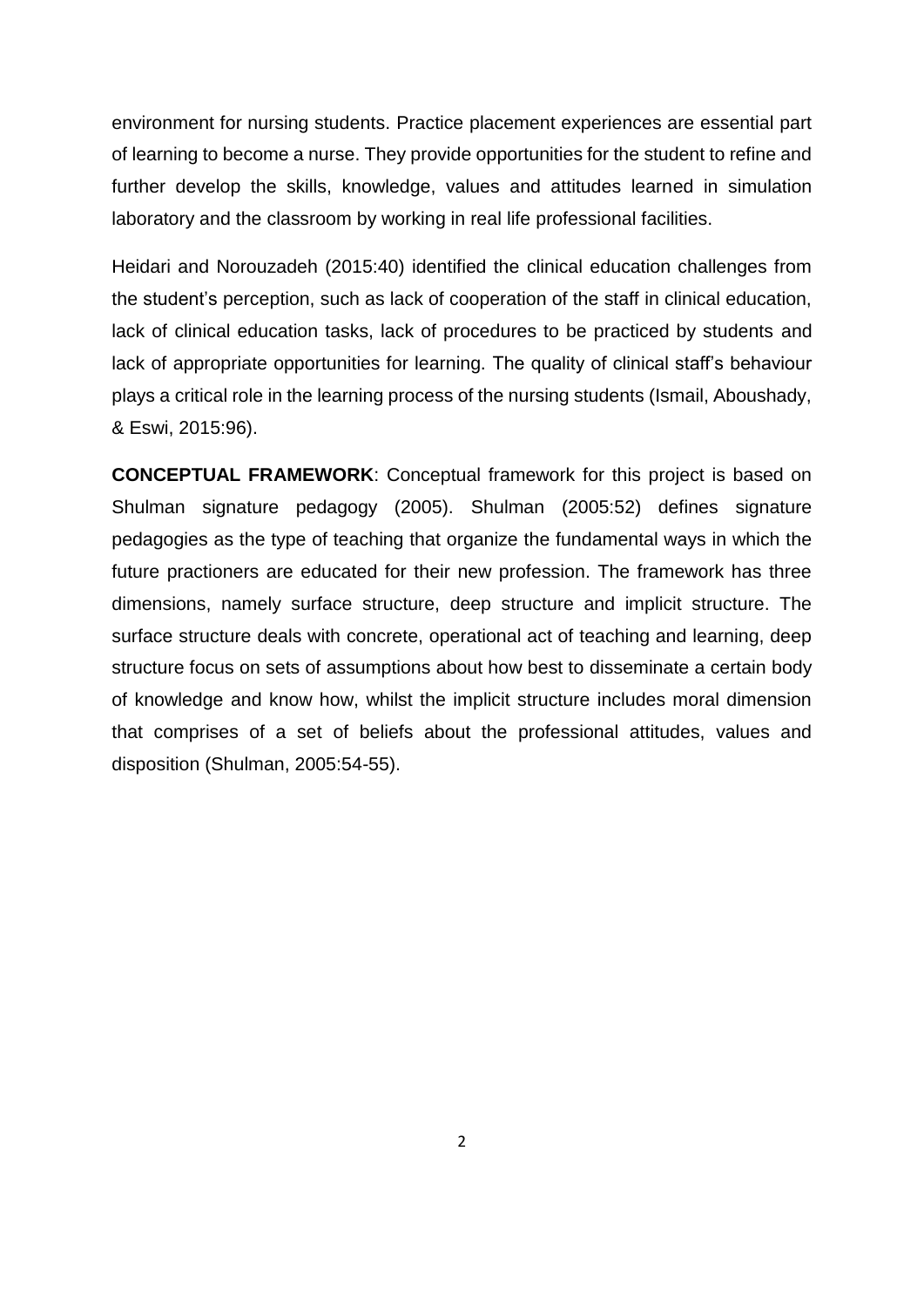environment for nursing students. Practice placement experiences are essential part of learning to become a nurse. They provide opportunities for the student to refine and further develop the skills, knowledge, values and attitudes learned in simulation laboratory and the classroom by working in real life professional facilities.

Heidari and Norouzadeh (2015:40) identified the clinical education challenges from the student's perception, such as lack of cooperation of the staff in clinical education, lack of clinical education tasks, lack of procedures to be practiced by students and lack of appropriate opportunities for learning. The quality of clinical staff's behaviour plays a critical role in the learning process of the nursing students (Ismail, Aboushady, & Eswi, 2015:96).

**CONCEPTUAL FRAMEWORK**: Conceptual framework for this project is based on Shulman signature pedagogy (2005). Shulman (2005:52) defines signature pedagogies as the type of teaching that organize the fundamental ways in which the future practioners are educated for their new profession. The framework has three dimensions, namely surface structure, deep structure and implicit structure. The surface structure deals with concrete, operational act of teaching and learning, deep structure focus on sets of assumptions about how best to disseminate a certain body of knowledge and know how, whilst the implicit structure includes moral dimension that comprises of a set of beliefs about the professional attitudes, values and disposition (Shulman, 2005:54-55).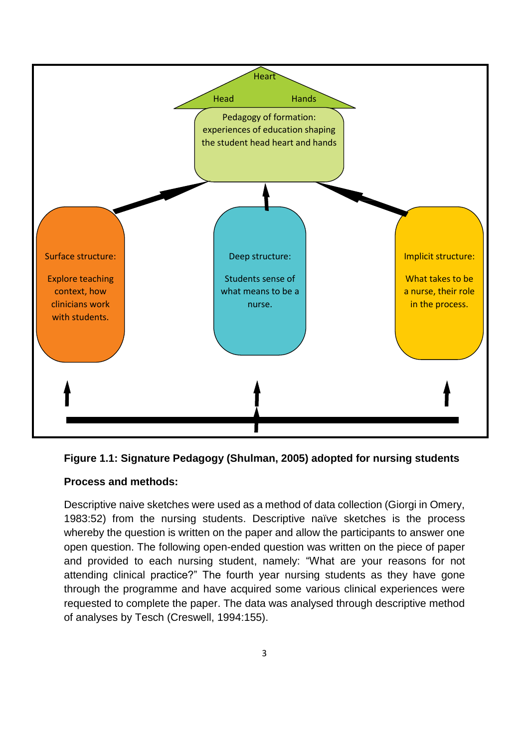Heart

Head Hands

Pedagogy of formation: experiences of education shaping the student head heart and hands

Surface structure:

Explore teaching context, how clinicians work with students.

Deep structure:

Students sense of what means to be a nurse.

Implicit structure:

What takes to be a nurse, their role in the process.

**Figure 1.1: Signature Pedagogy (Shulman, 2005) adopted for nursing students**

**Process and methods:**

Descriptive naive sketches were used as a method of data collection (Giorgi in Omery, 1983:52) from the nursing students. Descriptive naïve sketches is the process whereby the question is written on the paper and allow the participants to answer one open question. The following open-ended question was written on the piece of paper and provided to each nursing student, namely: "What are your reasons for not attending clinical practice?" The fourth year nursing students as they have gone through the programme and have acquired some various clinical experiences were requested to complete the paper. The data was analysed through descriptive method of analyses by Tesch (Creswell, 1994:155).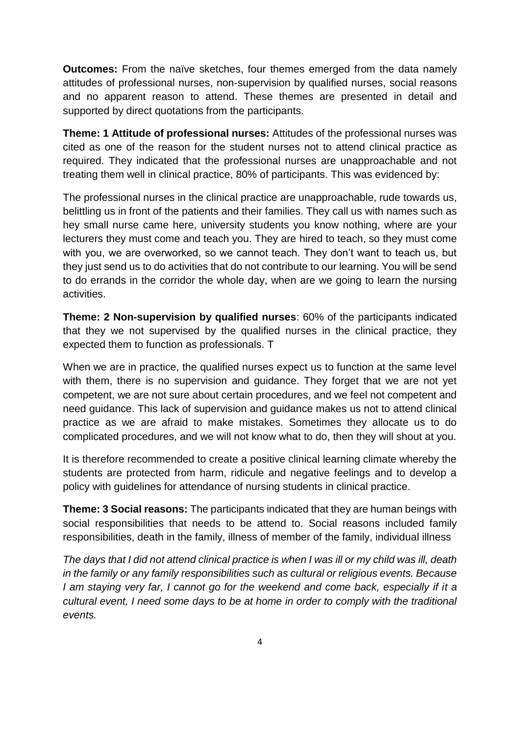**Outcomes:** From the naïve sketches, four themes emerged from the data namely attitudes of professional nurses, non-supervision by qualified nurses, social reasons and no apparent reason to attend. These themes are presented in detail and supported by direct quotations from the participants.

**Theme: 1 Attitude of professional nurses:** Attitudes of the professional nurses was cited as one of the reason for the student nurses not to attend clinical practice as required. They indicated that the professional nurses are unapproachable and not treating them well in clinical practice, 80% of participants. This was evidenced by:

The professional nurses in the clinical practice are unapproachable, rude towards us, belittling us in front of the patients and their families. They call us with names such as hey small nurse came here, university students you know nothing, where are your lecturers they must come and teach you. They are hired to teach, so they must come with you, we are overworked, so we cannot teach. They don't want to teach us, but they just send us to do activities that do not contribute to our learning. You will be send to do errands in the corridor the whole day, when are we going to learn the nursing activities.

**Theme: 2 Non-supervision by qualified nurses**: 60% of the participants indicated that they we not supervised by the qualified nurses in the clinical practice, they expected them to function as professionals. T

When we are in practice, the qualified nurses expect us to function at the same level with them, there is no supervision and guidance. They forget that we are not yet competent, we are not sure about certain procedures, and we feel not competent and need guidance. This lack of supervision and guidance makes us not to attend clinical practice as we are afraid to make mistakes. Sometimes they allocate us to do complicated procedures, and we will not know what to do, then they will shout at you.

It is therefore recommended to create a positive clinical learning climate whereby the students are protected from harm, ridicule and negative feelings and to develop a policy with guidelines for attendance of nursing students in clinical practice.

**Theme: 3 Social reasons:** The participants indicated that they are human beings with social responsibilities that needs to be attend to. Social reasons included family responsibilities, death in the family, illness of member of the family, individual illness

*The days that I did not attend clinical practice is when I was ill or my child was ill, death in the family or any family responsibilities such as cultural or religious events. Because I am staying very far, I cannot go for the weekend and come back, especially if it a cultural event, I need some days to be at home in order to comply with the traditional events.*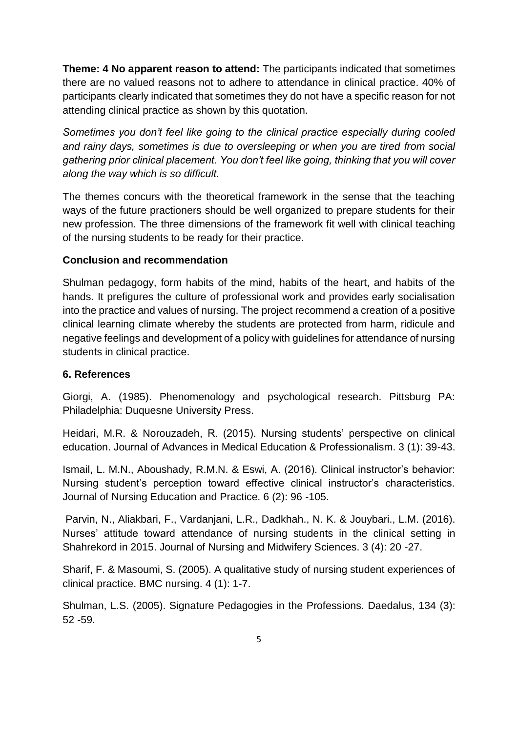**Theme: 4 No apparent reason to attend:** The participants indicated that sometimes there are no valued reasons not to adhere to attendance in clinical practice. 40% of participants clearly indicated that sometimes they do not have a specific reason for not attending clinical practice as shown by this quotation.

*Sometimes you don't feel like going to the clinical practice especially during cooled and rainy days, sometimes is due to oversleeping or when you are tired from social gathering prior clinical placement. You don't feel like going, thinking that you will cover along the way which is so difficult.*

The themes concurs with the theoretical framework in the sense that the teaching ways of the future practioners should be well organized to prepare students for their new profession. The three dimensions of the framework fit well with clinical teaching of the nursing students to be ready for their practice.

### Conclusion and recommendation

Shulman pedagogy, form habits of the mind, habits of the heart, and habits of the hands. It prefigures the culture of professional work and provides early socialisation into the practice and values of nursing. The project recommend a creation of a positive clinical learning climate whereby the students are protected from harm, ridicule and negative feelings and development of a policy with guidelines for attendance of nursing students in clinical practice.

### 6. References

Giorgi, A. (1985). Phenomenology and psychological research. Pittsburg PA: Philadelphia: Duquesne University Press.

Heidari, M.R. & Norouzadeh, R. (2015). Nursing students' perspective on clinical education. Journal of Advances in Medical Education & Professionalism. 3 (1): 39-43.

Ismail, L. M.N., Aboushady, R.M.N. & Eswi, A. (2016). Clinical instructor's behavior: Nursing student's perception toward effective clinical instructor's characteristics. Journal of Nursing Education and Practice. 6 (2): 96 -105.

Parvin, N., Aliakbari, F., Vardanjani, L.R., Dadkhah., N. K. & Jouybari., L.M. (2016). Nurses' attitude toward attendance of nursing students in the clinical setting in Shahrekord in 2015. Journal of Nursing and Midwifery Sciences. 3 (4): 20 -27.

Sharif, F. & Masoumi, S. (2005). A qualitative study of nursing student experiences of clinical practice. BMC nursing. 4 (1): 1-7.

Shulman, L.S. (2005). Signature Pedagogies in the Professions. Daedalus, 134 (3): 52 -59.